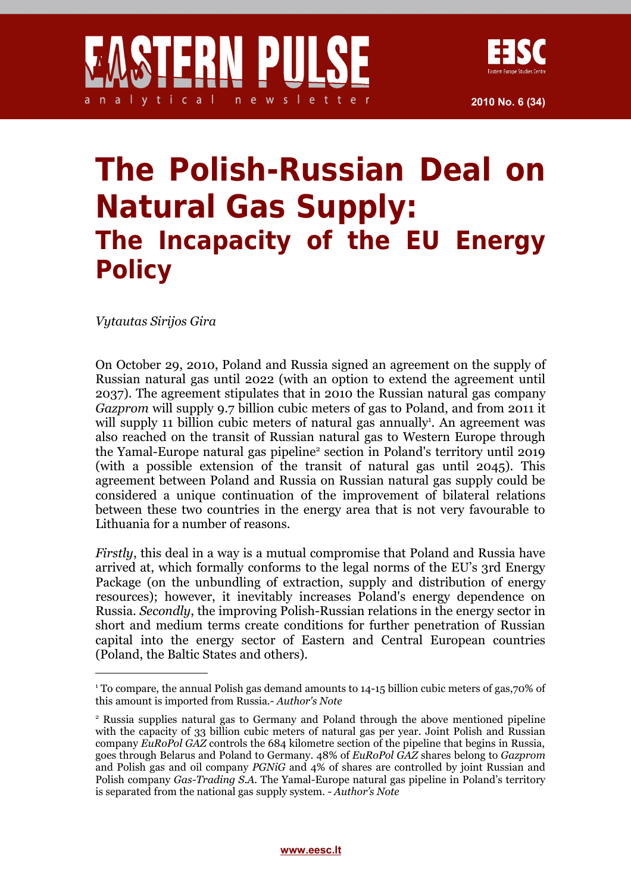# The Polish-Russian Deal on Natural Gas Supply:

## The Incapacity of the EU Energy Policy

*Vytautas Sirijos Gira*

On October 29, 2010, Poland and Russia signed an agreement on the supply of Russian natural gas until 2022 (with an option to extend the agreement until 2037). The agreement stipulates that in 2010 the Russian natural gas company *Gazprom* will supply 9.7 billion cubic meters of gas to Poland, and from 2011 it will supply 11 billion cubic meters of natural gas annually[1]. An agreement was also reached on the transit of Russian natural gas to Western Europe through the Yamal-Europe natural gas pipeline[2] section in Poland's territory until 2019 (with a possible extension of the transit of natural gas until 2045). This agreement between Poland and Russia on Russian natural gas supply could be considered a unique continuation of the improvement of bilateral relations between these two countries in the energy area that is not very favourable to Lithuania for a number of reasons.

*Firstly*, this deal in a way is a mutual compromise that Poland and Russia have arrived at, which formally conforms to the legal norms of the EU's 3rd Energy Package (on the unbundling of extraction, supply and distribution of energy resources); however, it inevitably increases Poland's energy dependence on Russia. *Secondly*, the improving Polish-Russian relations in the energy sector in short and medium terms create conditions for further penetration of Russian capital into the energy sector of Eastern and Central European countries (Poland, the Baltic States and others).

---

[1] To compare, the annual Polish gas demand amounts to 14-15 billion cubic meters of gas,70% of this amount is imported from Russia.- *Author's Note*

[2] Russia supplies natural gas to Germany and Poland through the above mentioned pipeline with the capacity of 33 billion cubic meters of natural gas per year. Joint Polish and Russian company *EuRoPol GAZ* controls the 684 kilometre section of the pipeline that begins in Russia, goes through Belarus and Poland to Germany. 48% of *EuRoPol GAZ* shares belong to *Gazprom* and Polish gas and oil company *PGNiG* and 4% of shares are controlled by joint Russian and Polish company *Gas-Trading S.A.* The Yamal-Europe natural gas pipeline in Poland's territory is separated from the national gas supply system. - *Author's Note*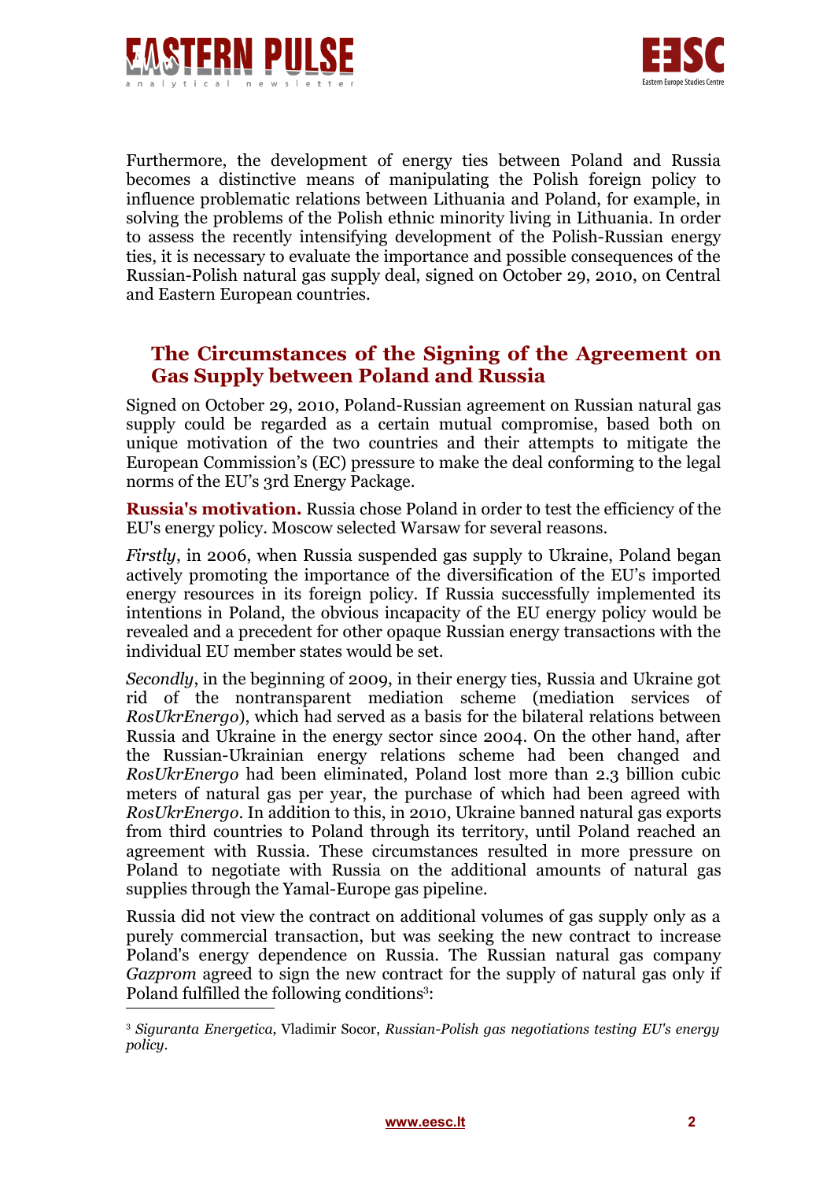Furthermore, the development of energy ties between Poland and Russia becomes a distinctive means of manipulating the Polish foreign policy to influence problematic relations between Lithuania and Poland, for example, in solving the problems of the Polish ethnic minority living in Lithuania. In order to assess the recently intensifying development of the Polish-Russian energy ties, it is necessary to evaluate the importance and possible consequences of the Russian-Polish natural gas supply deal, signed on October 29, 2010, on Central and Eastern European countries.

## The Circumstances of the Signing of the Agreement on Gas Supply between Poland and Russia

Signed on October 29, 2010, Poland-Russian agreement on Russian natural gas supply could be regarded as a certain mutual compromise, based both on unique motivation of the two countries and their attempts to mitigate the European Commission's (EC) pressure to make the deal conforming to the legal norms of the EU's 3rd Energy Package.

**Russia's motivation.** Russia chose Poland in order to test the efficiency of the EU's energy policy. Moscow selected Warsaw for several reasons.

*Firstly*, in 2006, when Russia suspended gas supply to Ukraine, Poland began actively promoting the importance of the diversification of the EU's imported energy resources in its foreign policy. If Russia successfully implemented its intentions in Poland, the obvious incapacity of the EU energy policy would be revealed and a precedent for other opaque Russian energy transactions with the individual EU member states would be set.

*Secondly*, in the beginning of 2009, in their energy ties, Russia and Ukraine got rid of the nontransparent mediation scheme (mediation services of *RosUkrEnergo*), which had served as a basis for the bilateral relations between Russia and Ukraine in the energy sector since 2004. On the other hand, after the Russian-Ukrainian energy relations scheme had been changed and *RosUkrEnergo* had been eliminated, Poland lost more than 2.3 billion cubic meters of natural gas per year, the purchase of which had been agreed with *RosUkrEnergo*. In addition to this, in 2010, Ukraine banned natural gas exports from third countries to Poland through its territory, until Poland reached an agreement with Russia. These circumstances resulted in more pressure on Poland to negotiate with Russia on the additional amounts of natural gas supplies through the Yamal-Europe gas pipeline.

Russia did not view the contract on additional volumes of gas supply only as a purely commercial transaction, but was seeking the new contract to increase Poland's energy dependence on Russia. The Russian natural gas company *Gazprom* agreed to sign the new contract for the supply of natural gas only if Poland fulfilled the following conditions[3]:

[3] *Siguranta Energetica*, Vladimir Socor, *Russian-Polish gas negotiations testing EU's energy policy*.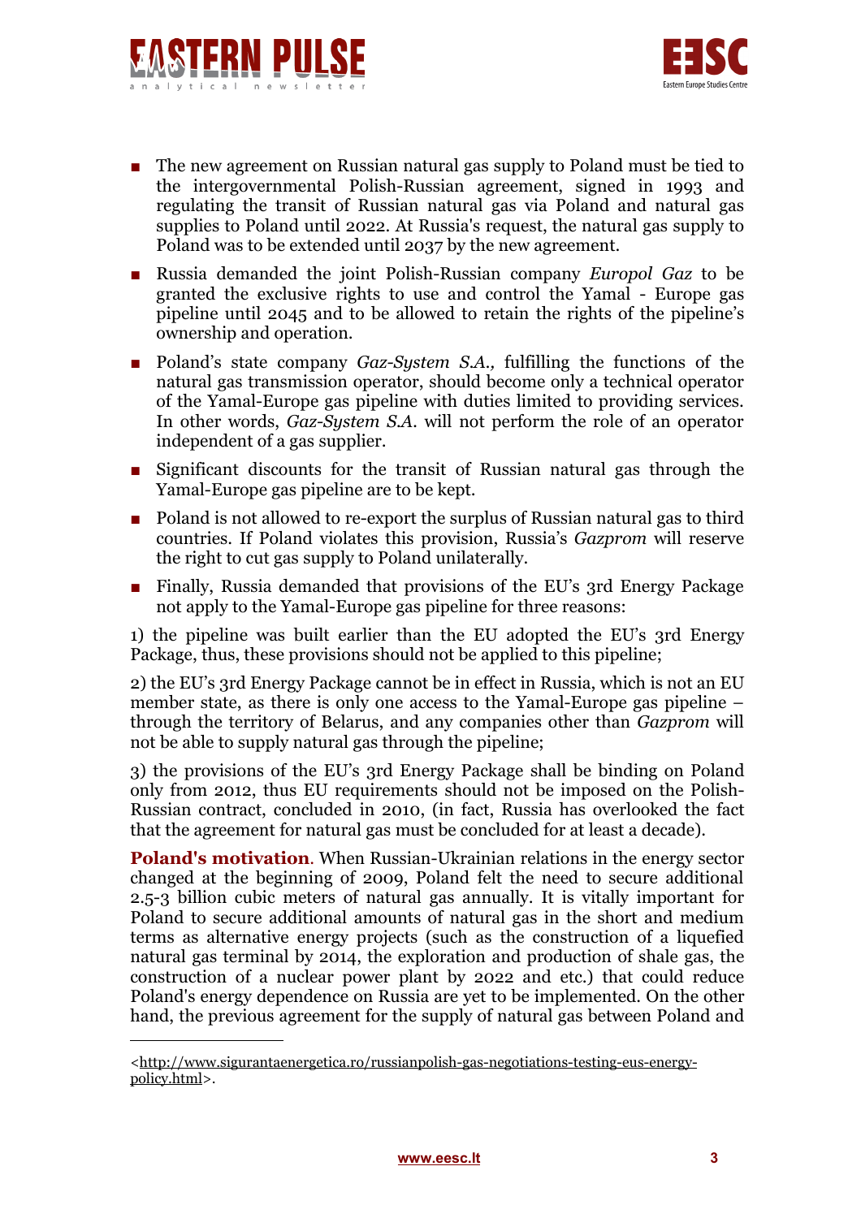- The new agreement on Russian natural gas supply to Poland must be tied to the intergovernmental Polish-Russian agreement, signed in 1993 and regulating the transit of Russian natural gas via Poland and natural gas supplies to Poland until 2022. At Russia's request, the natural gas supply to Poland was to be extended until 2037 by the new agreement.
- Russia demanded the joint Polish-Russian company *Europol Gaz* to be granted the exclusive rights to use and control the Yamal - Europe gas pipeline until 2045 and to be allowed to retain the rights of the pipeline's ownership and operation.
- Poland's state company *Gaz-System S.A.,* fulfilling the functions of the natural gas transmission operator, should become only a technical operator of the Yamal-Europe gas pipeline with duties limited to providing services. In other words, *Gaz-System S.A.* will not perform the role of an operator independent of a gas supplier.
- Significant discounts for the transit of Russian natural gas through the Yamal-Europe gas pipeline are to be kept.
- Poland is not allowed to re-export the surplus of Russian natural gas to third countries. If Poland violates this provision, Russia's *Gazprom* will reserve the right to cut gas supply to Poland unilaterally.
- Finally, Russia demanded that provisions of the EU's 3rd Energy Package not apply to the Yamal-Europe gas pipeline for three reasons:

1) the pipeline was built earlier than the EU adopted the EU's 3rd Energy Package, thus, these provisions should not be applied to this pipeline;

2) the EU's 3rd Energy Package cannot be in effect in Russia, which is not an EU member state, as there is only one access to the Yamal-Europe gas pipeline – through the territory of Belarus, and any companies other than *Gazprom* will not be able to supply natural gas through the pipeline;

3) the provisions of the EU's 3rd Energy Package shall be binding on Poland only from 2012, thus EU requirements should not be imposed on the Polish-Russian contract, concluded in 2010, (in fact, Russia has overlooked the fact that the agreement for natural gas must be concluded for at least a decade).

**Poland's motivation**. When Russian-Ukrainian relations in the energy sector changed at the beginning of 2009, Poland felt the need to secure additional 2.5-3 billion cubic meters of natural gas annually. It is vitally important for Poland to secure additional amounts of natural gas in the short and medium terms as alternative energy projects (such as the construction of a liquefied natural gas terminal by 2014, the exploration and production of shale gas, the construction of a nuclear power plant by 2022 and etc.) that could reduce Poland's energy dependence on Russia are yet to be implemented. On the other hand, the previous agreement for the supply of natural gas between Poland and

---

<http://www.sigurantaenergetica.ro/russianpolish-gas-negotiations-testing-eus-energy-policy.html>.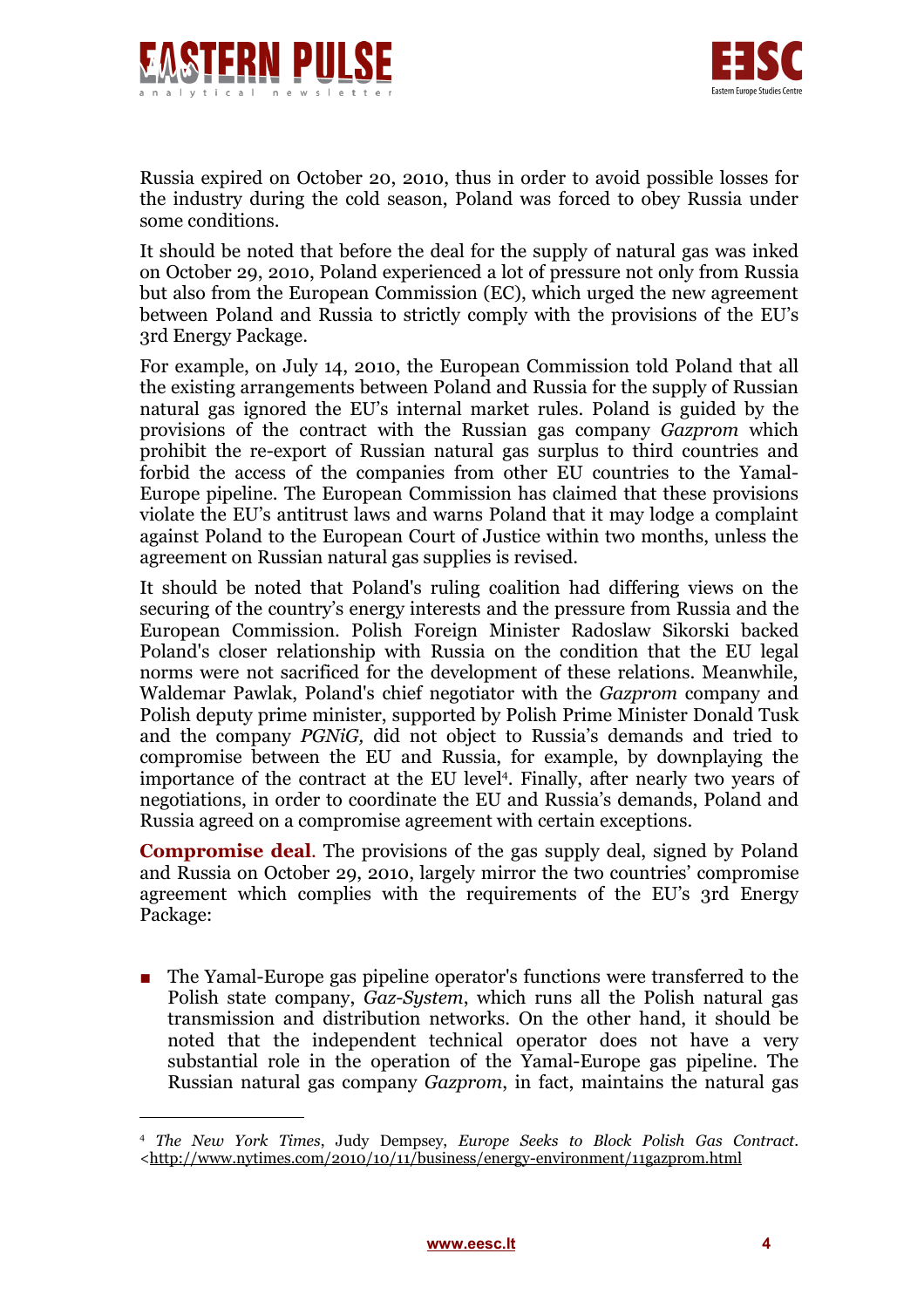Russia expired on October 20, 2010, thus in order to avoid possible losses for the industry during the cold season, Poland was forced to obey Russia under some conditions.

It should be noted that before the deal for the supply of natural gas was inked on October 29, 2010, Poland experienced a lot of pressure not only from Russia but also from the European Commission (EC), which urged the new agreement between Poland and Russia to strictly comply with the provisions of the EU's 3rd Energy Package.

For example, on July 14, 2010, the European Commission told Poland that all the existing arrangements between Poland and Russia for the supply of Russian natural gas ignored the EU's internal market rules. Poland is guided by the provisions of the contract with the Russian gas company *Gazprom* which prohibit the re-export of Russian natural gas surplus to third countries and forbid the access of the companies from other EU countries to the Yamal-Europe pipeline. The European Commission has claimed that these provisions violate the EU's antitrust laws and warns Poland that it may lodge a complaint against Poland to the European Court of Justice within two months, unless the agreement on Russian natural gas supplies is revised.

It should be noted that Poland's ruling coalition had differing views on the securing of the country's energy interests and the pressure from Russia and the European Commission. Polish Foreign Minister Radoslaw Sikorski backed Poland's closer relationship with Russia on the condition that the EU legal norms were not sacrificed for the development of these relations. Meanwhile, Waldemar Pawlak, Poland's chief negotiator with the *Gazprom* company and Polish deputy prime minister, supported by Polish Prime Minister Donald Tusk and the company *PGNiG,* did not object to Russia's demands and tried to compromise between the EU and Russia, for example, by downplaying the importance of the contract at the EU level[4]. Finally, after nearly two years of negotiations, in order to coordinate the EU and Russia's demands, Poland and Russia agreed on a compromise agreement with certain exceptions.

**Compromise deal**. The provisions of the gas supply deal, signed by Poland and Russia on October 29, 2010, largely mirror the two countries' compromise agreement which complies with the requirements of the EU's 3rd Energy Package:

- The Yamal-Europe gas pipeline operator's functions were transferred to the Polish state company, *Gaz-System*, which runs all the Polish natural gas transmission and distribution networks. On the other hand, it should be noted that the independent technical operator does not have a very substantial role in the operation of the Yamal-Europe gas pipeline. The Russian natural gas company *Gazprom*, in fact, maintains the natural gas

---

[4] *The New York Times*, Judy Dempsey, *Europe Seeks to Block Polish Gas Contract*. <http://www.nytimes.com/2010/10/11/business/energy-environment/11gazprom.html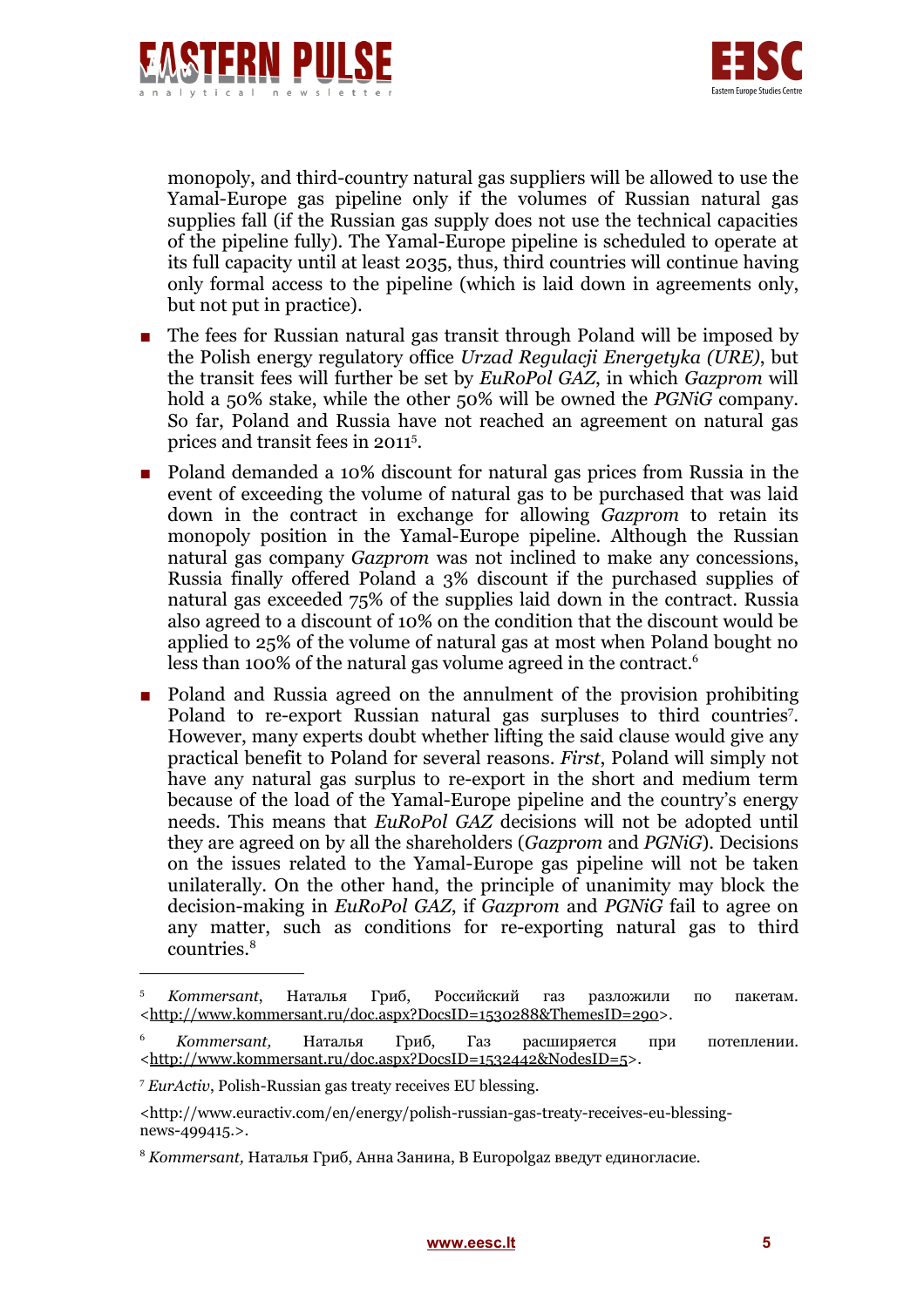monopoly, and third-country natural gas suppliers will be allowed to use the Yamal-Europe gas pipeline only if the volumes of Russian natural gas supplies fall (if the Russian gas supply does not use the technical capacities of the pipeline fully). The Yamal-Europe pipeline is scheduled to operate at its full capacity until at least 2035, thus, third countries will continue having only formal access to the pipeline (which is laid down in agreements only, but not put in practice).

- The fees for Russian natural gas transit through Poland will be imposed by the Polish energy regulatory office *Urzad Regulacji Energetyka (URE)*, but the transit fees will further be set by *EuRoPol GAZ*, in which *Gazprom* will hold a 50% stake, while the other 50% will be owned the *PGNiG* company. So far, Poland and Russia have not reached an agreement on natural gas prices and transit fees in 2011[5].
- Poland demanded a 10% discount for natural gas prices from Russia in the event of exceeding the volume of natural gas to be purchased that was laid down in the contract in exchange for allowing *Gazprom* to retain its monopoly position in the Yamal-Europe pipeline. Although the Russian natural gas company *Gazprom* was not inclined to make any concessions, Russia finally offered Poland a 3% discount if the purchased supplies of natural gas exceeded 75% of the supplies laid down in the contract. Russia also agreed to a discount of 10% on the condition that the discount would be applied to 25% of the volume of natural gas at most when Poland bought no less than 100% of the natural gas volume agreed in the contract.[6]
- Poland and Russia agreed on the annulment of the provision prohibiting Poland to re-export Russian natural gas surpluses to third countries[7]. However, many experts doubt whether lifting the said clause would give any practical benefit to Poland for several reasons. *First*, Poland will simply not have any natural gas surplus to re-export in the short and medium term because of the load of the Yamal-Europe pipeline and the country's energy needs. This means that *EuRoPol GAZ* decisions will not be adopted until they are agreed on by all the shareholders (*Gazprom* and *PGNiG*). Decisions on the issues related to the Yamal-Europe gas pipeline will not be taken unilaterally. On the other hand, the principle of unanimity may block the decision-making in *EuRoPol GAZ*, if *Gazprom* and *PGNiG* fail to agree on any matter, such as conditions for re-exporting natural gas to third countries.[8]

---

[5] *Kommersant*, Наталья Гриб, Российский газ разложили по пакетам. <http://www.kommersant.ru/doc.aspx?DocsID=1530288&ThemesID=290>.

[6] *Kommersant,* Наталья Гриб, Газ расширяется при потеплении. <http://www.kommersant.ru/doc.aspx?DocsID=1532442&NodesID=5>.

[7] *EurActiv*, Polish-Russian gas treaty receives EU blessing.

<http://www.euractiv.com/en/energy/polish-russian-gas-treaty-receives-eu-blessing-news-499415.>.

[8] *Kommersant,* Наталья Гриб, Анна Занина, В Europolgaz введут единогласие.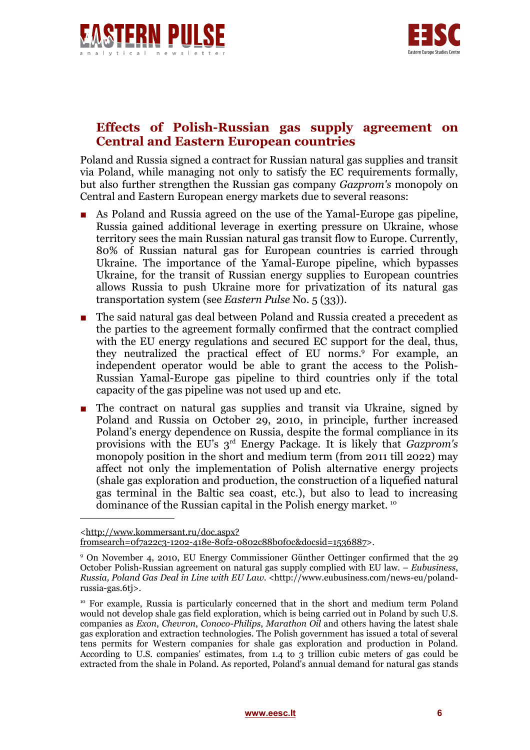## Effects of Polish-Russian gas supply agreement on Central and Eastern European countries

Poland and Russia signed a contract for Russian natural gas supplies and transit via Poland, while managing not only to satisfy the EC requirements formally, but also further strengthen the Russian gas company *Gazprom's* monopoly on Central and Eastern European energy markets due to several reasons:

- As Poland and Russia agreed on the use of the Yamal-Europe gas pipeline, Russia gained additional leverage in exerting pressure on Ukraine, whose territory sees the main Russian natural gas transit flow to Europe. Currently, 80% of Russian natural gas for European countries is carried through Ukraine. The importance of the Yamal-Europe pipeline, which bypasses Ukraine, for the transit of Russian energy supplies to European countries allows Russia to push Ukraine more for privatization of its natural gas transportation system (see *Eastern Pulse* No. 5 (33)).
- The said natural gas deal between Poland and Russia created a precedent as the parties to the agreement formally confirmed that the contract complied with the EU energy regulations and secured EC support for the deal, thus, they neutralized the practical effect of EU norms.[9] For example, an independent operator would be able to grant the access to the Polish-Russian Yamal-Europe gas pipeline to third countries only if the total capacity of the gas pipeline was not used up and etc.
- The contract on natural gas supplies and transit via Ukraine, signed by Poland and Russia on October 29, 2010, in principle, further increased Poland's energy dependence on Russia, despite the formal compliance in its provisions with the EU's 3rd Energy Package. It is likely that *Gazprom's* monopoly position in the short and medium term (from 2011 till 2022) may affect not only the implementation of Polish alternative energy projects (shale gas exploration and production, the construction of a liquefied natural gas terminal in the Baltic sea coast, etc.), but also to lead to increasing dominance of the Russian capital in the Polish energy market. [10]

---

<http://www.kommersant.ru/doc.aspx?fromsearch=0f7a22c3-1202-418e-80f2-0802c88b0f0c&docsid=1536887>.

[9] On November 4, 2010, EU Energy Commissioner Günther Oettinger confirmed that the 29 October Polish-Russian agreement on natural gas supply complied with EU law. – *Eubusiness*, *Russia, Poland Gas Deal in Line with EU Law*. <http://www.eubusiness.com/news-eu/poland-russia-gas.6tj>.

[10] For example, Russia is particularly concerned that in the short and medium term Poland would not develop shale gas field exploration, which is being carried out in Poland by such U.S. companies as *Exon*, *Chevron*, *Conoco-Philips*, *Marathon Oil* and others having the latest shale gas exploration and extraction technologies. The Polish government has issued a total of several tens permits for Western companies for shale gas exploration and production in Poland. According to U.S. companies' estimates, from 1.4 to 3 trillion cubic meters of gas could be extracted from the shale in Poland. As reported, Poland's annual demand for natural gas stands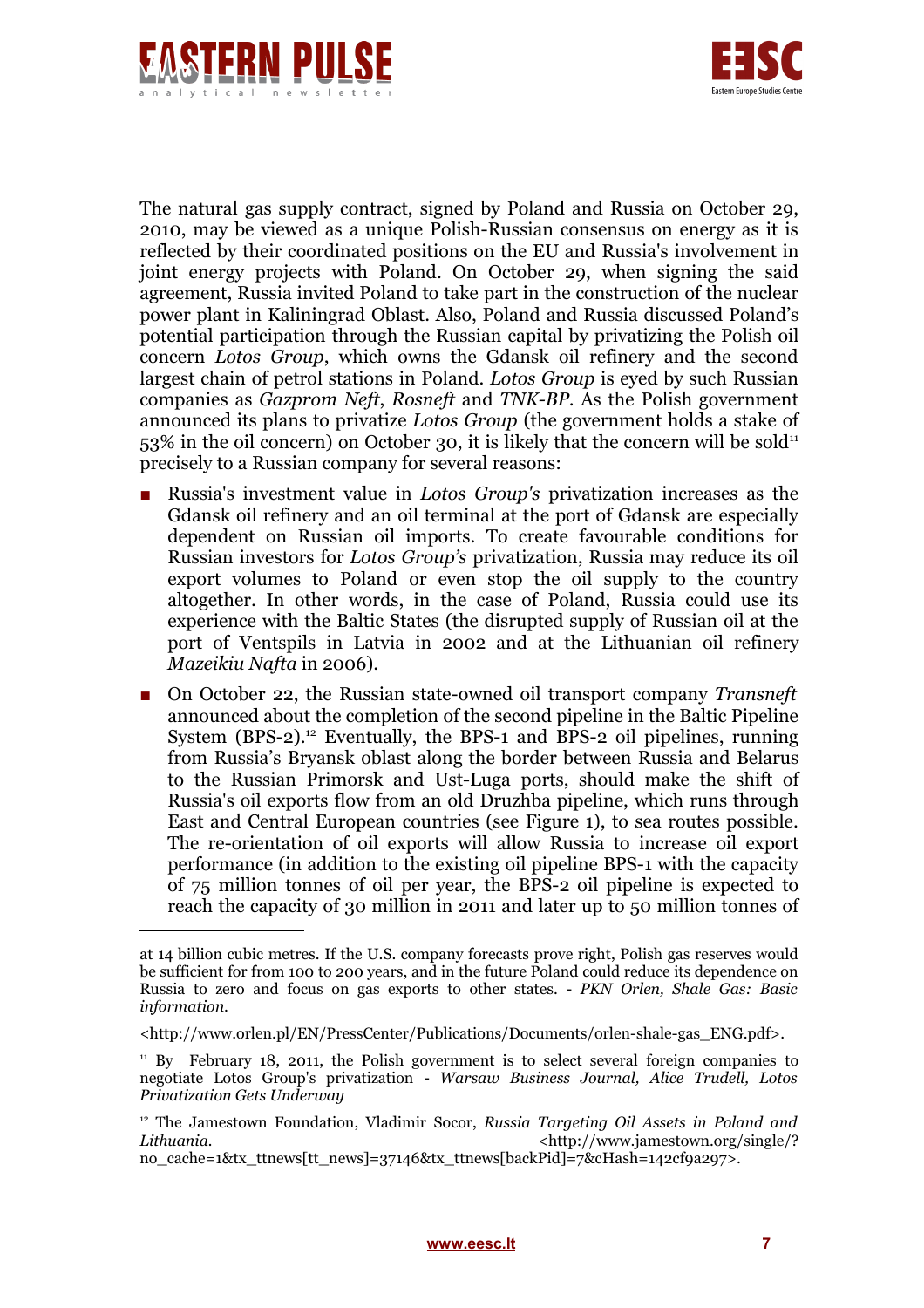The natural gas supply contract, signed by Poland and Russia on October 29, 2010, may be viewed as a unique Polish-Russian consensus on energy as it is reflected by their coordinated positions on the EU and Russia's involvement in joint energy projects with Poland. On October 29, when signing the said agreement, Russia invited Poland to take part in the construction of the nuclear power plant in Kaliningrad Oblast. Also, Poland and Russia discussed Poland's potential participation through the Russian capital by privatizing the Polish oil concern *Lotos Group*, which owns the Gdansk oil refinery and the second largest chain of petrol stations in Poland. *Lotos Group* is eyed by such Russian companies as *Gazprom Neft*, *Rosneft* and *TNK-BP*. As the Polish government announced its plans to privatize *Lotos Group* (the government holds a stake of 53% in the oil concern) on October 30, it is likely that the concern will be sold[11] precisely to a Russian company for several reasons:

- Russia's investment value in *Lotos Group's* privatization increases as the Gdansk oil refinery and an oil terminal at the port of Gdansk are especially dependent on Russian oil imports. To create favourable conditions for Russian investors for *Lotos Group's* privatization, Russia may reduce its oil export volumes to Poland or even stop the oil supply to the country altogether. In other words, in the case of Poland, Russia could use its experience with the Baltic States (the disrupted supply of Russian oil at the port of Ventspils in Latvia in 2002 and at the Lithuanian oil refinery *Mazeikiu Nafta* in 2006).
- On October 22, the Russian state-owned oil transport company *Transneft* announced about the completion of the second pipeline in the Baltic Pipeline System (BPS-2).[12] Eventually, the BPS-1 and BPS-2 oil pipelines, running from Russia's Bryansk oblast along the border between Russia and Belarus to the Russian Primorsk and Ust-Luga ports, should make the shift of Russia's oil exports flow from an old Druzhba pipeline, which runs through East and Central European countries (see Figure 1), to sea routes possible. The re-orientation of oil exports will allow Russia to increase oil export performance (in addition to the existing oil pipeline BPS-1 with the capacity of 75 million tonnes of oil per year, the BPS-2 oil pipeline is expected to reach the capacity of 30 million in 2011 and later up to 50 million tonnes of

---

at 14 billion cubic metres. If the U.S. company forecasts prove right, Polish gas reserves would be sufficient for from 100 to 200 years, and in the future Poland could reduce its dependence on Russia to zero and focus on gas exports to other states. - *PKN Orlen, Shale Gas: Basic information.*

<http://www.orlen.pl/EN/PressCenter/Publications/Documents/orlen-shale-gas_ENG.pdf>.

[11] By February 18, 2011, the Polish government is to select several foreign companies to negotiate Lotos Group's privatization - *Warsaw Business Journal, Alice Trudell, Lotos Privatization Gets Underway*

[12] The Jamestown Foundation, Vladimir Socor, *Russia Targeting Oil Assets in Poland and Lithuania.* <http://www.jamestown.org/single/?no_cache=1&tx_ttnews[tt_news]=37146&tx_ttnews[backPid]=7&cHash=142cf9a297>.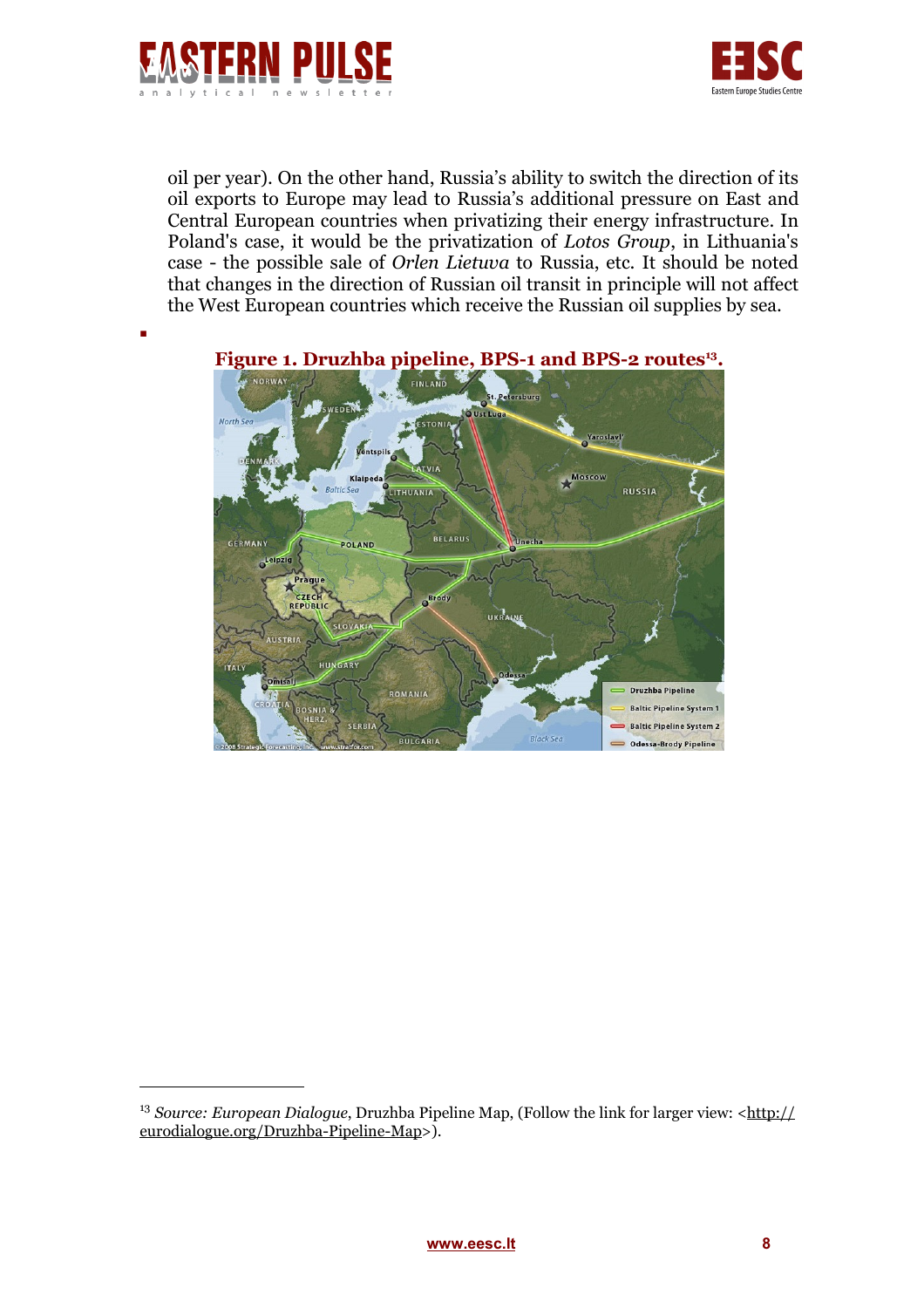oil per year). On the other hand, Russia's ability to switch the direction of its oil exports to Europe may lead to Russia's additional pressure on East and Central European countries when privatizing their energy infrastructure. In Poland's case, it would be the privatization of *Lotos Group*, in Lithuania's case - the possible sale of *Orlen Lietuva* to Russia, etc. It should be noted that changes in the direction of Russian oil transit in principle will not affect the West European countries which receive the Russian oil supplies by sea.

**Figure 1. Druzhba pipeline, BPS-1 and BPS-2 routes[13].**

NORWAY
FINLAND
SWEDEN
St. Petersburg
Ust Luga
ESTONIA
North Sea
Yaroslavl'
DENMARK
Ventspils
LATVIA
Moscow
Klaipeda
Baltic Sea
LITHUANIA
RUSSIA
BELARUS
Unecha
GERMANY
POLAND
Leipzig
Prague
CZECH REPUBLIC
Brody
SLOVAKIA
UKRAINE
AUSTRIA
HUNGARY
ITALY
Omisalj
Odessa
CROATIA
ROMANIA
BOSNIA & HERZ.
SERBIA
BULGARIA
Black Sea
Druzhba Pipeline
Baltic Pipeline System 1
Baltic Pipeline System 2
Odessa-Brody Pipeline
© 2008 Strategic Forecasting, Inc. www.stratfor.com

---

[13] *Source: European Dialogue*, Druzhba Pipeline Map, (Follow the link for larger view: <http://eurodialogue.org/Druzhba-Pipeline-Map>).